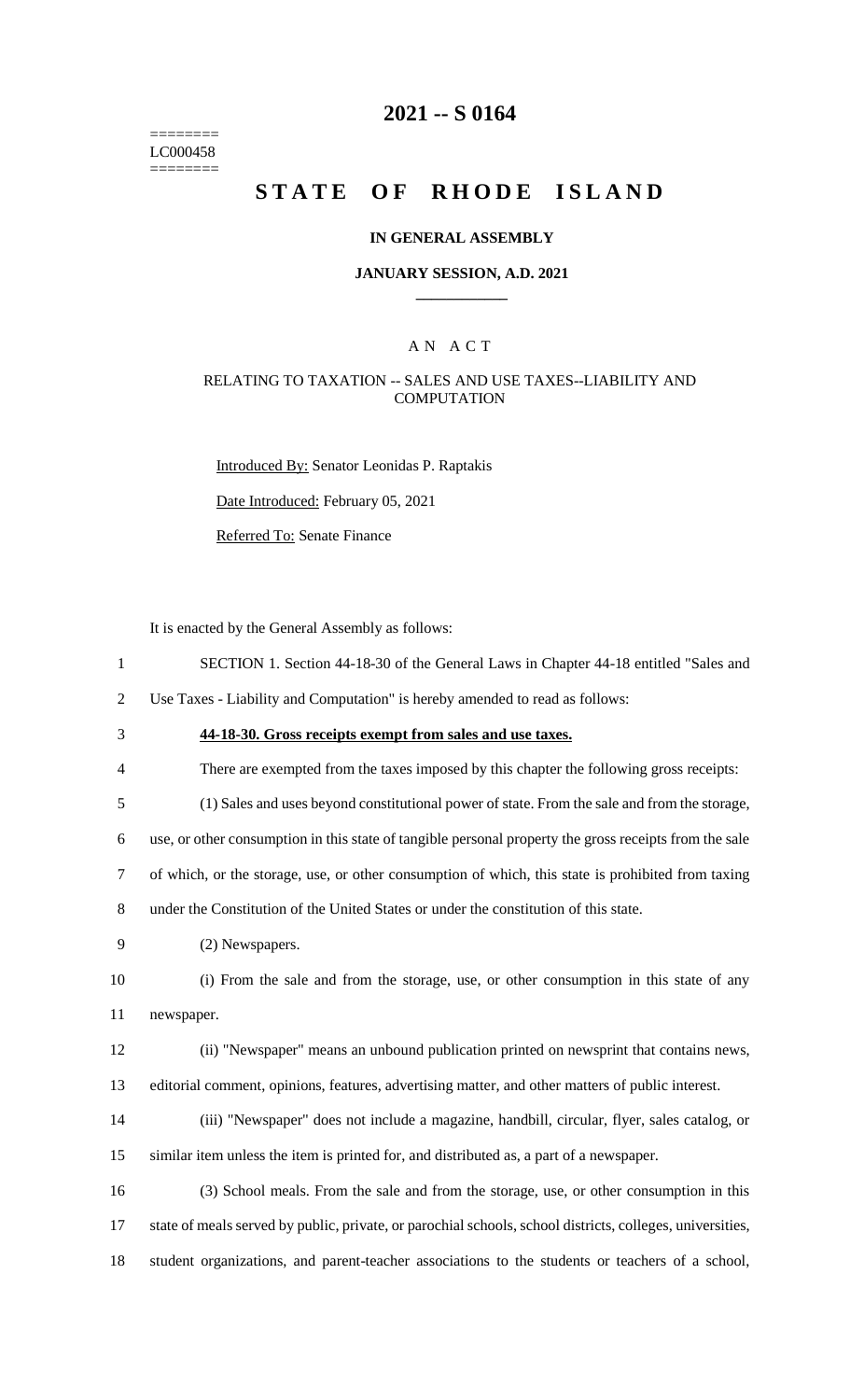========
LC000458
========

# 2021 -- S 0164

# STATE OF RHODE ISLAND

**IN GENERAL ASSEMBLY**

**JANUARY SESSION, A.D. 2021**

____________

A N A C T

RELATING TO TAXATION -- SALES AND USE TAXES--LIABILITY AND COMPUTATION

Introduced By: Senator Leonidas P. Raptakis

Date Introduced: February 05, 2021

Referred To: Senate Finance

It is enacted by the General Assembly as follows:

1 SECTION 1. Section 44-18-30 of the General Laws in Chapter 44-18 entitled "Sales and
2 Use Taxes - Liability and Computation" is hereby amended to read as follows:

3 **44-18-30. Gross receipts exempt from sales and use taxes.**

4 There are exempted from the taxes imposed by this chapter the following gross receipts:

5 (1) Sales and uses beyond constitutional power of state. From the sale and from the storage,
6 use, or other consumption in this state of tangible personal property the gross receipts from the sale
7 of which, or the storage, use, or other consumption of which, this state is prohibited from taxing
8 under the Constitution of the United States or under the constitution of this state.

9 (2) Newspapers.

10 (i) From the sale and from the storage, use, or other consumption in this state of any
11 newspaper.

12 (ii) "Newspaper" means an unbound publication printed on newsprint that contains news,
13 editorial comment, opinions, features, advertising matter, and other matters of public interest.

14 (iii) "Newspaper" does not include a magazine, handbill, circular, flyer, sales catalog, or
15 similar item unless the item is printed for, and distributed as, a part of a newspaper.

16 (3) School meals. From the sale and from the storage, use, or other consumption in this
17 state of meals served by public, private, or parochial schools, school districts, colleges, universities,
18 student organizations, and parent-teacher associations to the students or teachers of a school,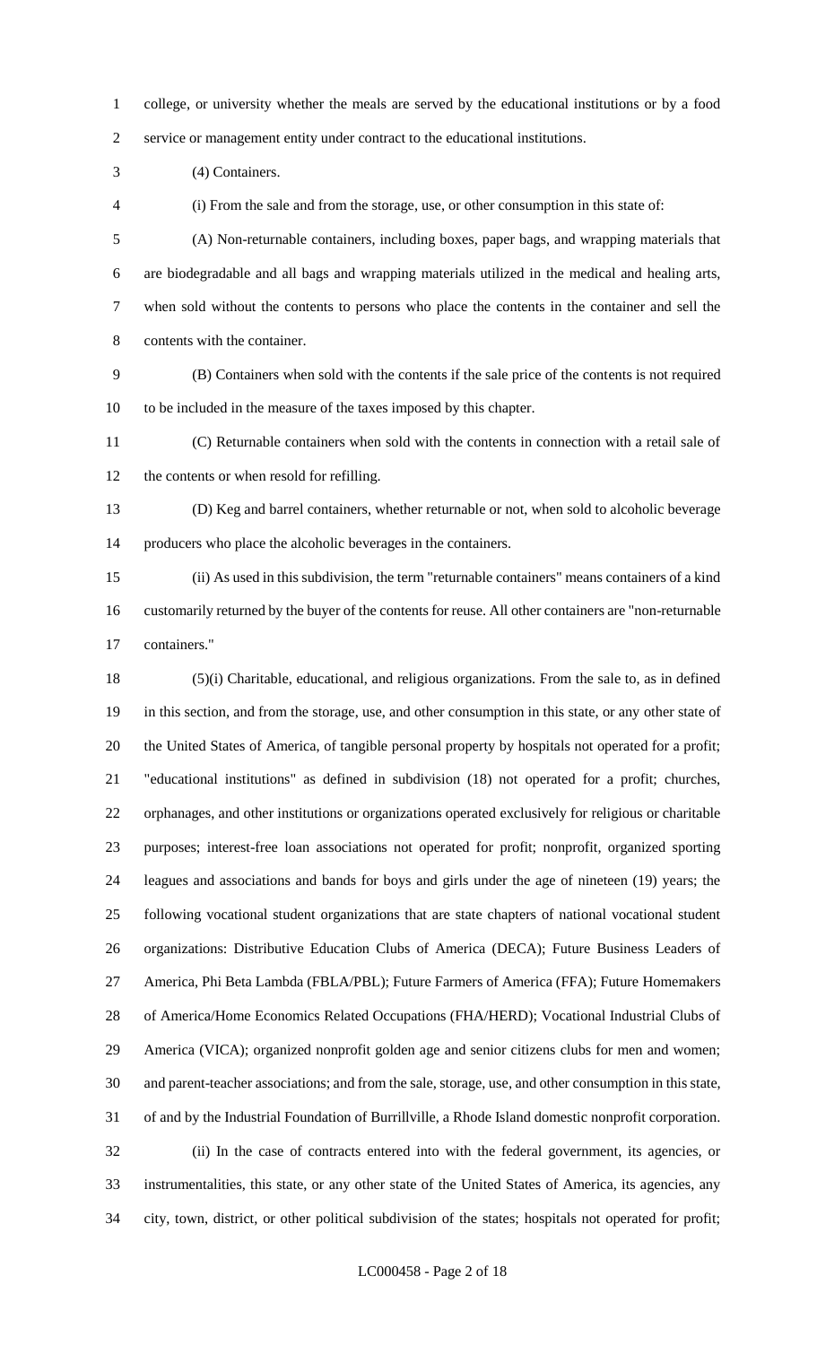college, or university whether the meals are served by the educational institutions or by a food service or management entity under contract to the educational institutions.

(4) Containers.

(i) From the sale and from the storage, use, or other consumption in this state of:

(A) Non-returnable containers, including boxes, paper bags, and wrapping materials that are biodegradable and all bags and wrapping materials utilized in the medical and healing arts, when sold without the contents to persons who place the contents in the container and sell the contents with the container.

(B) Containers when sold with the contents if the sale price of the contents is not required to be included in the measure of the taxes imposed by this chapter.

(C) Returnable containers when sold with the contents in connection with a retail sale of the contents or when resold for refilling.

(D) Keg and barrel containers, whether returnable or not, when sold to alcoholic beverage producers who place the alcoholic beverages in the containers.

(ii) As used in this subdivision, the term "returnable containers" means containers of a kind customarily returned by the buyer of the contents for reuse. All other containers are "non-returnable containers."

(5)(i) Charitable, educational, and religious organizations. From the sale to, as in defined in this section, and from the storage, use, and other consumption in this state, or any other state of the United States of America, of tangible personal property by hospitals not operated for a profit; "educational institutions" as defined in subdivision (18) not operated for a profit; churches, orphanages, and other institutions or organizations operated exclusively for religious or charitable purposes; interest-free loan associations not operated for profit; nonprofit, organized sporting leagues and associations and bands for boys and girls under the age of nineteen (19) years; the following vocational student organizations that are state chapters of national vocational student organizations: Distributive Education Clubs of America (DECA); Future Business Leaders of America, Phi Beta Lambda (FBLA/PBL); Future Farmers of America (FFA); Future Homemakers of America/Home Economics Related Occupations (FHA/HERD); Vocational Industrial Clubs of America (VICA); organized nonprofit golden age and senior citizens clubs for men and women; and parent-teacher associations; and from the sale, storage, use, and other consumption in this state, of and by the Industrial Foundation of Burrillville, a Rhode Island domestic nonprofit corporation.

(ii) In the case of contracts entered into with the federal government, its agencies, or instrumentalities, this state, or any other state of the United States of America, its agencies, any city, town, district, or other political subdivision of the states; hospitals not operated for profit;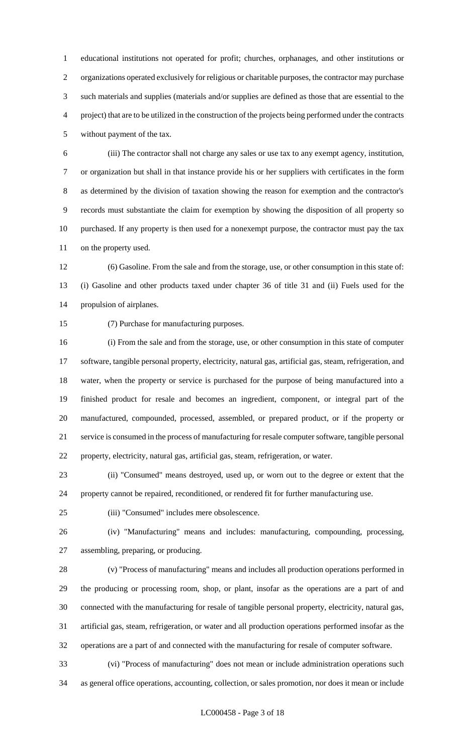educational institutions not operated for profit; churches, orphanages, and other institutions or organizations operated exclusively for religious or charitable purposes, the contractor may purchase such materials and supplies (materials and/or supplies are defined as those that are essential to the project) that are to be utilized in the construction of the projects being performed under the contracts without payment of the tax.

(iii) The contractor shall not charge any sales or use tax to any exempt agency, institution, or organization but shall in that instance provide his or her suppliers with certificates in the form as determined by the division of taxation showing the reason for exemption and the contractor's records must substantiate the claim for exemption by showing the disposition of all property so purchased. If any property is then used for a nonexempt purpose, the contractor must pay the tax on the property used.

(6) Gasoline. From the sale and from the storage, use, or other consumption in this state of: (i) Gasoline and other products taxed under chapter 36 of title 31 and (ii) Fuels used for the propulsion of airplanes.

(7) Purchase for manufacturing purposes.

(i) From the sale and from the storage, use, or other consumption in this state of computer software, tangible personal property, electricity, natural gas, artificial gas, steam, refrigeration, and water, when the property or service is purchased for the purpose of being manufactured into a finished product for resale and becomes an ingredient, component, or integral part of the manufactured, compounded, processed, assembled, or prepared product, or if the property or service is consumed in the process of manufacturing for resale computer software, tangible personal property, electricity, natural gas, artificial gas, steam, refrigeration, or water.

(ii) "Consumed" means destroyed, used up, or worn out to the degree or extent that the property cannot be repaired, reconditioned, or rendered fit for further manufacturing use.

(iii) "Consumed" includes mere obsolescence.

(iv) "Manufacturing" means and includes: manufacturing, compounding, processing, assembling, preparing, or producing.

(v) "Process of manufacturing" means and includes all production operations performed in the producing or processing room, shop, or plant, insofar as the operations are a part of and connected with the manufacturing for resale of tangible personal property, electricity, natural gas, artificial gas, steam, refrigeration, or water and all production operations performed insofar as the operations are a part of and connected with the manufacturing for resale of computer software.

(vi) "Process of manufacturing" does not mean or include administration operations such as general office operations, accounting, collection, or sales promotion, nor does it mean or include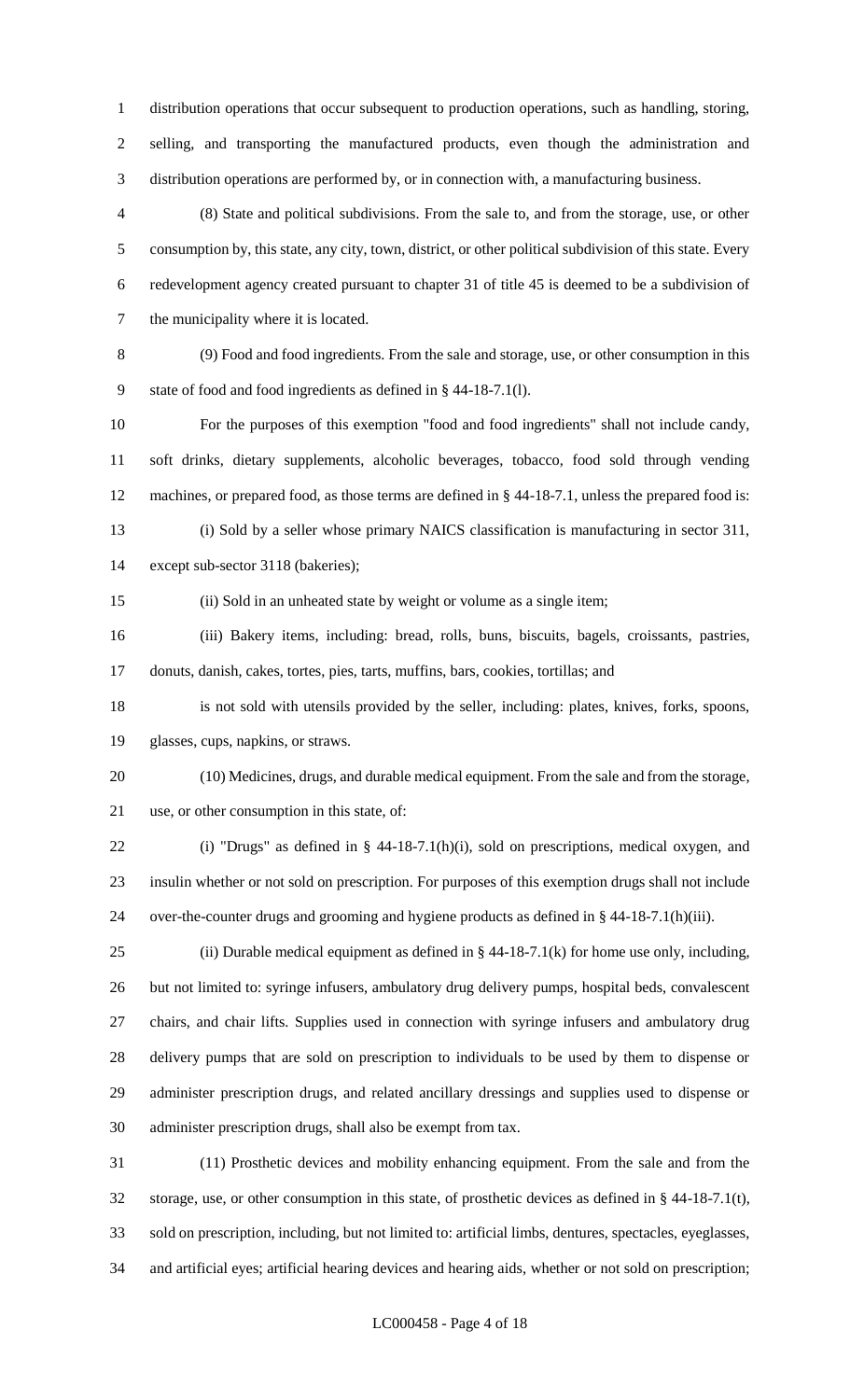distribution operations that occur subsequent to production operations, such as handling, storing, selling, and transporting the manufactured products, even though the administration and distribution operations are performed by, or in connection with, a manufacturing business.

(8) State and political subdivisions. From the sale to, and from the storage, use, or other consumption by, this state, any city, town, district, or other political subdivision of this state. Every redevelopment agency created pursuant to chapter 31 of title 45 is deemed to be a subdivision of the municipality where it is located.

(9) Food and food ingredients. From the sale and storage, use, or other consumption in this state of food and food ingredients as defined in § 44-18-7.1(l).

For the purposes of this exemption "food and food ingredients" shall not include candy, soft drinks, dietary supplements, alcoholic beverages, tobacco, food sold through vending machines, or prepared food, as those terms are defined in § 44-18-7.1, unless the prepared food is:

(i) Sold by a seller whose primary NAICS classification is manufacturing in sector 311, except sub-sector 3118 (bakeries);

(ii) Sold in an unheated state by weight or volume as a single item;

(iii) Bakery items, including: bread, rolls, buns, biscuits, bagels, croissants, pastries, donuts, danish, cakes, tortes, pies, tarts, muffins, bars, cookies, tortillas; and

is not sold with utensils provided by the seller, including: plates, knives, forks, spoons, glasses, cups, napkins, or straws.

(10) Medicines, drugs, and durable medical equipment. From the sale and from the storage, use, or other consumption in this state, of:

(i) "Drugs" as defined in § 44-18-7.1(h)(i), sold on prescriptions, medical oxygen, and insulin whether or not sold on prescription. For purposes of this exemption drugs shall not include over-the-counter drugs and grooming and hygiene products as defined in § 44-18-7.1(h)(iii).

(ii) Durable medical equipment as defined in § 44-18-7.1(k) for home use only, including, but not limited to: syringe infusers, ambulatory drug delivery pumps, hospital beds, convalescent chairs, and chair lifts. Supplies used in connection with syringe infusers and ambulatory drug delivery pumps that are sold on prescription to individuals to be used by them to dispense or administer prescription drugs, and related ancillary dressings and supplies used to dispense or administer prescription drugs, shall also be exempt from tax.

(11) Prosthetic devices and mobility enhancing equipment. From the sale and from the storage, use, or other consumption in this state, of prosthetic devices as defined in § 44-18-7.1(t), sold on prescription, including, but not limited to: artificial limbs, dentures, spectacles, eyeglasses, and artificial eyes; artificial hearing devices and hearing aids, whether or not sold on prescription;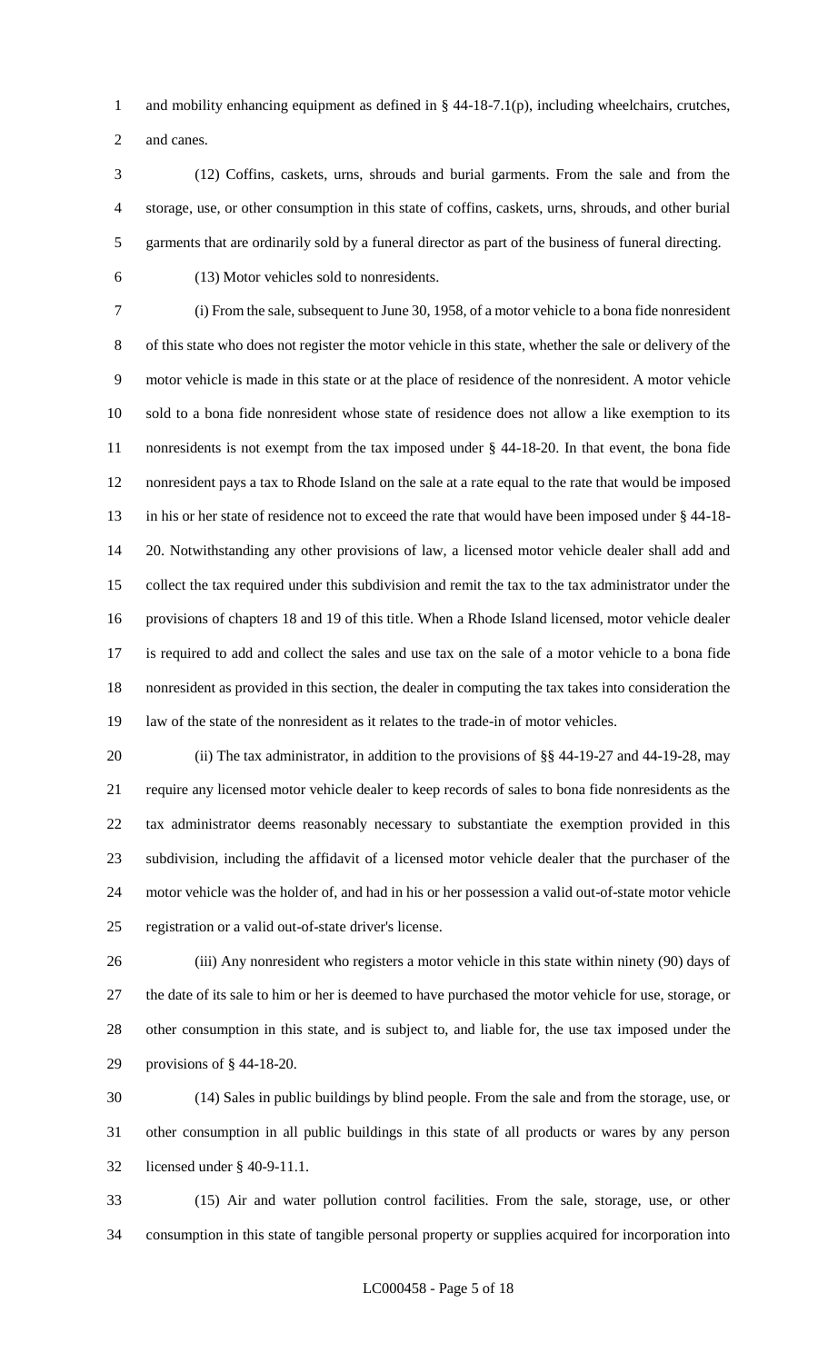and mobility enhancing equipment as defined in § 44-18-7.1(p), including wheelchairs, crutches, and canes.

(12) Coffins, caskets, urns, shrouds and burial garments. From the sale and from the storage, use, or other consumption in this state of coffins, caskets, urns, shrouds, and other burial garments that are ordinarily sold by a funeral director as part of the business of funeral directing.

(13) Motor vehicles sold to nonresidents.

(i) From the sale, subsequent to June 30, 1958, of a motor vehicle to a bona fide nonresident of this state who does not register the motor vehicle in this state, whether the sale or delivery of the motor vehicle is made in this state or at the place of residence of the nonresident. A motor vehicle sold to a bona fide nonresident whose state of residence does not allow a like exemption to its nonresidents is not exempt from the tax imposed under § 44-18-20. In that event, the bona fide nonresident pays a tax to Rhode Island on the sale at a rate equal to the rate that would be imposed in his or her state of residence not to exceed the rate that would have been imposed under § 44-18-20. Notwithstanding any other provisions of law, a licensed motor vehicle dealer shall add and collect the tax required under this subdivision and remit the tax to the tax administrator under the provisions of chapters 18 and 19 of this title. When a Rhode Island licensed, motor vehicle dealer is required to add and collect the sales and use tax on the sale of a motor vehicle to a bona fide nonresident as provided in this section, the dealer in computing the tax takes into consideration the law of the state of the nonresident as it relates to the trade-in of motor vehicles.

(ii) The tax administrator, in addition to the provisions of §§ 44-19-27 and 44-19-28, may require any licensed motor vehicle dealer to keep records of sales to bona fide nonresidents as the tax administrator deems reasonably necessary to substantiate the exemption provided in this subdivision, including the affidavit of a licensed motor vehicle dealer that the purchaser of the motor vehicle was the holder of, and had in his or her possession a valid out-of-state motor vehicle registration or a valid out-of-state driver's license.

(iii) Any nonresident who registers a motor vehicle in this state within ninety (90) days of the date of its sale to him or her is deemed to have purchased the motor vehicle for use, storage, or other consumption in this state, and is subject to, and liable for, the use tax imposed under the provisions of § 44-18-20.

(14) Sales in public buildings by blind people. From the sale and from the storage, use, or other consumption in all public buildings in this state of all products or wares by any person licensed under § 40-9-11.1.

(15) Air and water pollution control facilities. From the sale, storage, use, or other consumption in this state of tangible personal property or supplies acquired for incorporation into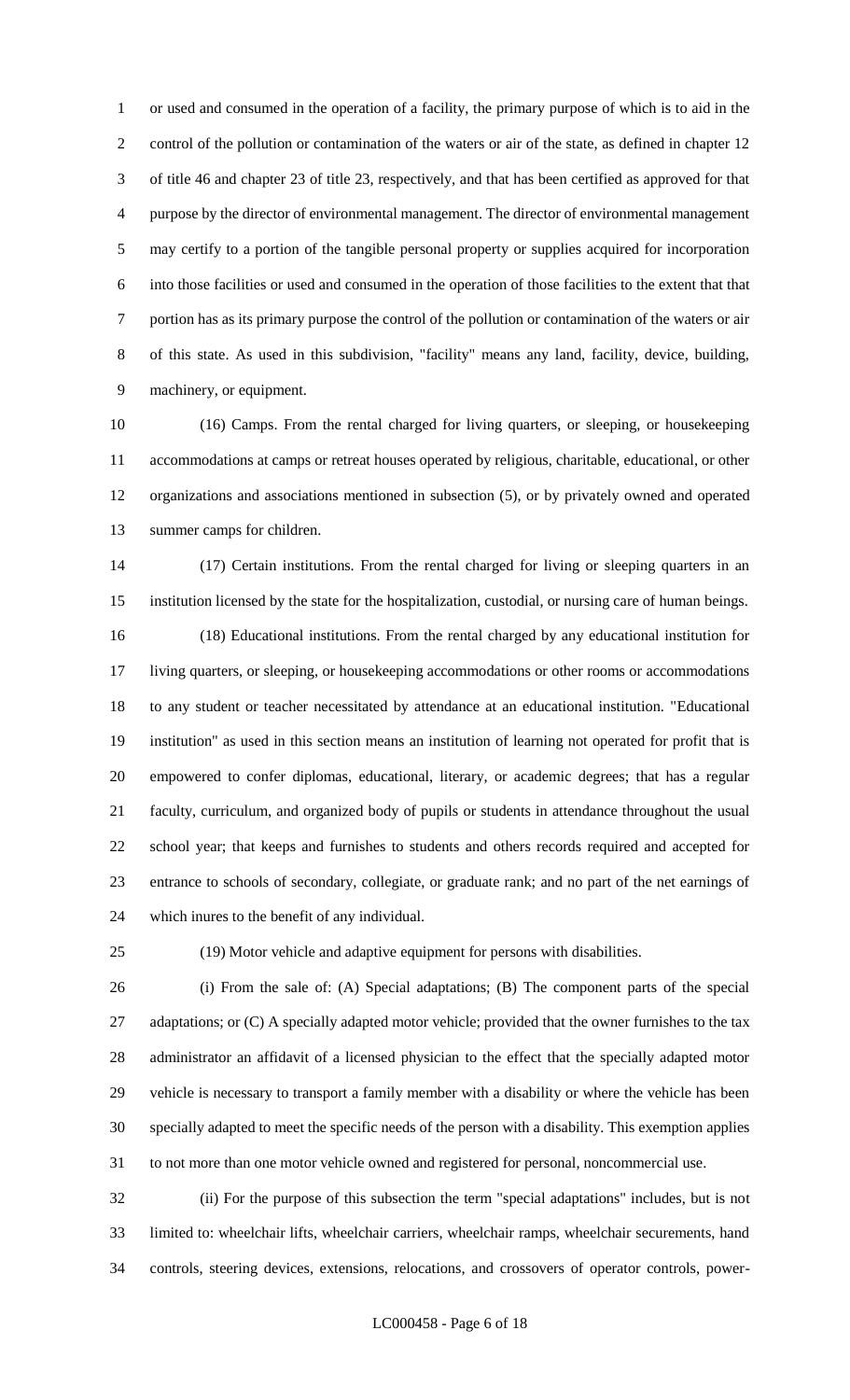or used and consumed in the operation of a facility, the primary purpose of which is to aid in the control of the pollution or contamination of the waters or air of the state, as defined in chapter 12 of title 46 and chapter 23 of title 23, respectively, and that has been certified as approved for that purpose by the director of environmental management. The director of environmental management may certify to a portion of the tangible personal property or supplies acquired for incorporation into those facilities or used and consumed in the operation of those facilities to the extent that that portion has as its primary purpose the control of the pollution or contamination of the waters or air of this state. As used in this subdivision, "facility" means any land, facility, device, building, machinery, or equipment.

(16) Camps. From the rental charged for living quarters, or sleeping, or housekeeping accommodations at camps or retreat houses operated by religious, charitable, educational, or other organizations and associations mentioned in subsection (5), or by privately owned and operated summer camps for children.

(17) Certain institutions. From the rental charged for living or sleeping quarters in an institution licensed by the state for the hospitalization, custodial, or nursing care of human beings.

(18) Educational institutions. From the rental charged by any educational institution for living quarters, or sleeping, or housekeeping accommodations or other rooms or accommodations to any student or teacher necessitated by attendance at an educational institution. "Educational institution" as used in this section means an institution of learning not operated for profit that is empowered to confer diplomas, educational, literary, or academic degrees; that has a regular faculty, curriculum, and organized body of pupils or students in attendance throughout the usual school year; that keeps and furnishes to students and others records required and accepted for entrance to schools of secondary, collegiate, or graduate rank; and no part of the net earnings of which inures to the benefit of any individual.

(19) Motor vehicle and adaptive equipment for persons with disabilities.

(i) From the sale of: (A) Special adaptations; (B) The component parts of the special adaptations; or (C) A specially adapted motor vehicle; provided that the owner furnishes to the tax administrator an affidavit of a licensed physician to the effect that the specially adapted motor vehicle is necessary to transport a family member with a disability or where the vehicle has been specially adapted to meet the specific needs of the person with a disability. This exemption applies to not more than one motor vehicle owned and registered for personal, noncommercial use.

(ii) For the purpose of this subsection the term "special adaptations" includes, but is not limited to: wheelchair lifts, wheelchair carriers, wheelchair ramps, wheelchair securements, hand controls, steering devices, extensions, relocations, and crossovers of operator controls, power-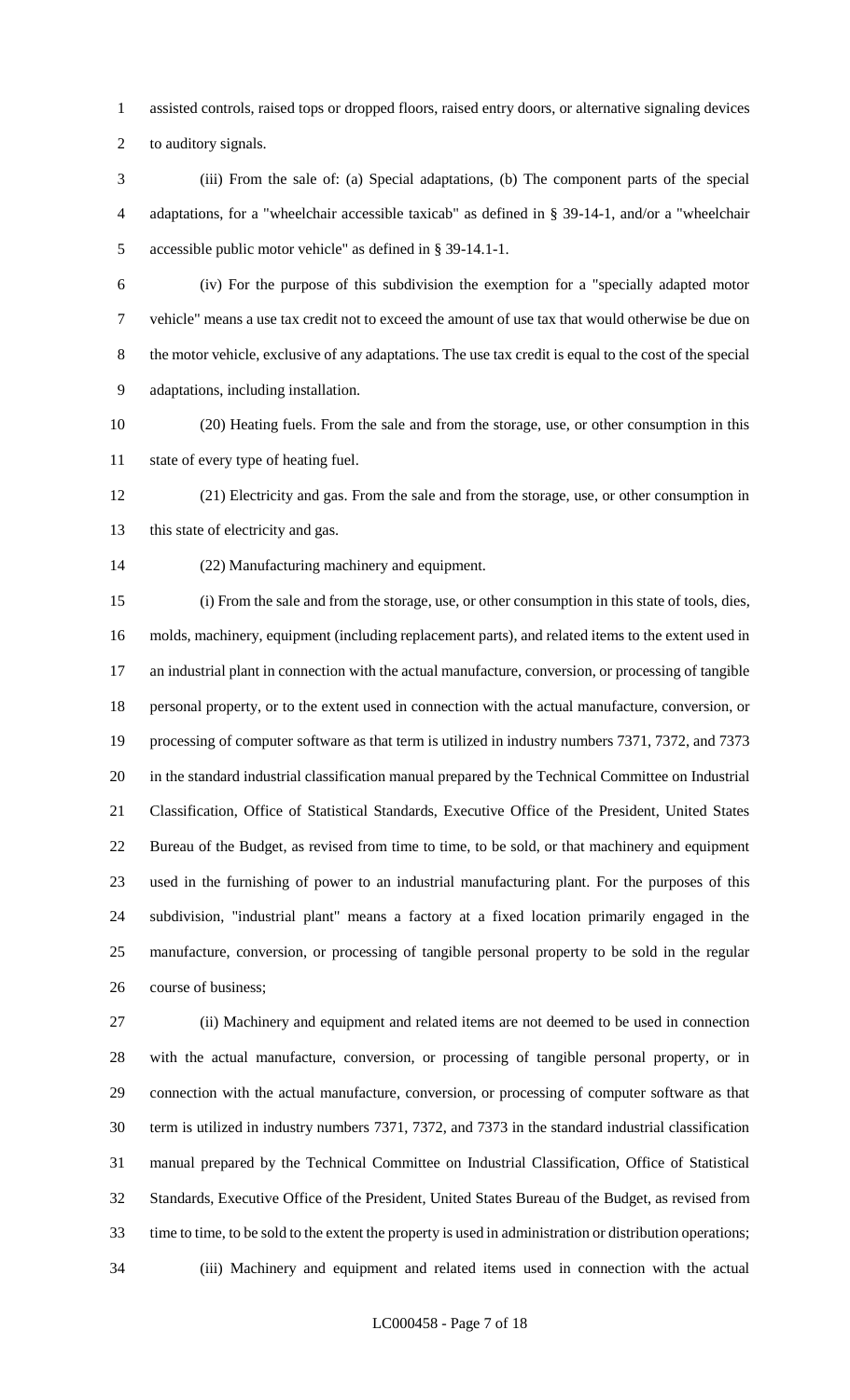assisted controls, raised tops or dropped floors, raised entry doors, or alternative signaling devices to auditory signals.

(iii) From the sale of: (a) Special adaptations, (b) The component parts of the special adaptations, for a "wheelchair accessible taxicab" as defined in § 39-14-1, and/or a "wheelchair accessible public motor vehicle" as defined in § 39-14.1-1.

(iv) For the purpose of this subdivision the exemption for a "specially adapted motor vehicle" means a use tax credit not to exceed the amount of use tax that would otherwise be due on the motor vehicle, exclusive of any adaptations. The use tax credit is equal to the cost of the special adaptations, including installation.

(20) Heating fuels. From the sale and from the storage, use, or other consumption in this state of every type of heating fuel.

(21) Electricity and gas. From the sale and from the storage, use, or other consumption in this state of electricity and gas.

(22) Manufacturing machinery and equipment.

(i) From the sale and from the storage, use, or other consumption in this state of tools, dies, molds, machinery, equipment (including replacement parts), and related items to the extent used in an industrial plant in connection with the actual manufacture, conversion, or processing of tangible personal property, or to the extent used in connection with the actual manufacture, conversion, or processing of computer software as that term is utilized in industry numbers 7371, 7372, and 7373 in the standard industrial classification manual prepared by the Technical Committee on Industrial Classification, Office of Statistical Standards, Executive Office of the President, United States Bureau of the Budget, as revised from time to time, to be sold, or that machinery and equipment used in the furnishing of power to an industrial manufacturing plant. For the purposes of this subdivision, "industrial plant" means a factory at a fixed location primarily engaged in the manufacture, conversion, or processing of tangible personal property to be sold in the regular course of business;

(ii) Machinery and equipment and related items are not deemed to be used in connection with the actual manufacture, conversion, or processing of tangible personal property, or in connection with the actual manufacture, conversion, or processing of computer software as that term is utilized in industry numbers 7371, 7372, and 7373 in the standard industrial classification manual prepared by the Technical Committee on Industrial Classification, Office of Statistical Standards, Executive Office of the President, United States Bureau of the Budget, as revised from time to time, to be sold to the extent the property is used in administration or distribution operations;

(iii) Machinery and equipment and related items used in connection with the actual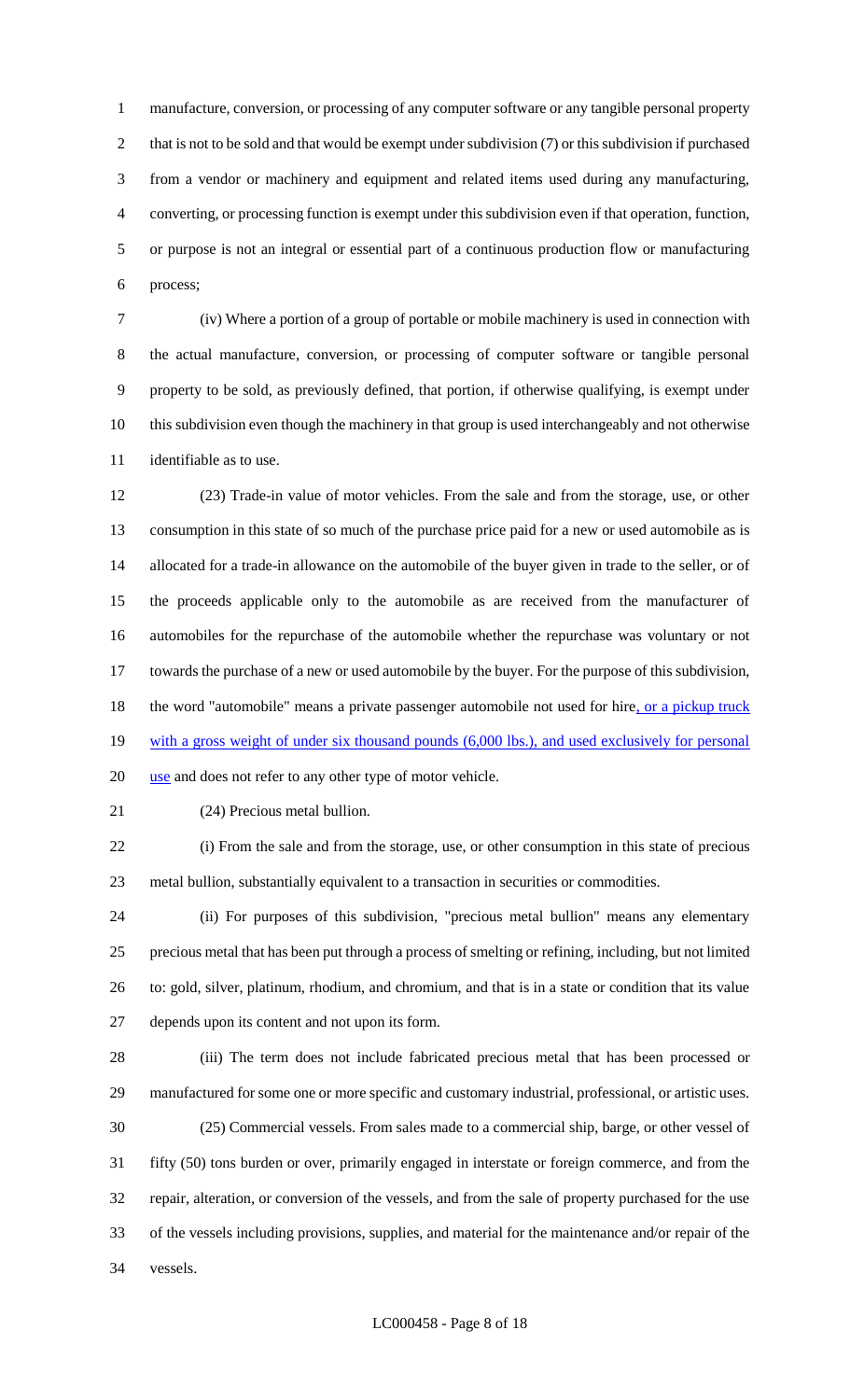manufacture, conversion, or processing of any computer software or any tangible personal property that is not to be sold and that would be exempt under subdivision (7) or this subdivision if purchased from a vendor or machinery and equipment and related items used during any manufacturing, converting, or processing function is exempt under this subdivision even if that operation, function, or purpose is not an integral or essential part of a continuous production flow or manufacturing process;

(iv) Where a portion of a group of portable or mobile machinery is used in connection with the actual manufacture, conversion, or processing of computer software or tangible personal property to be sold, as previously defined, that portion, if otherwise qualifying, is exempt under this subdivision even though the machinery in that group is used interchangeably and not otherwise identifiable as to use.

(23) Trade-in value of motor vehicles. From the sale and from the storage, use, or other consumption in this state of so much of the purchase price paid for a new or used automobile as is allocated for a trade-in allowance on the automobile of the buyer given in trade to the seller, or of the proceeds applicable only to the automobile as are received from the manufacturer of automobiles for the repurchase of the automobile whether the repurchase was voluntary or not towards the purchase of a new or used automobile by the buyer. For the purpose of this subdivision, the word "automobile" means a private passenger automobile not used for hire, or a pickup truck with a gross weight of under six thousand pounds (6,000 lbs.), and used exclusively for personal use and does not refer to any other type of motor vehicle.

(24) Precious metal bullion.

(i) From the sale and from the storage, use, or other consumption in this state of precious metal bullion, substantially equivalent to a transaction in securities or commodities.

(ii) For purposes of this subdivision, "precious metal bullion" means any elementary precious metal that has been put through a process of smelting or refining, including, but not limited to: gold, silver, platinum, rhodium, and chromium, and that is in a state or condition that its value depends upon its content and not upon its form.

(iii) The term does not include fabricated precious metal that has been processed or manufactured for some one or more specific and customary industrial, professional, or artistic uses.

(25) Commercial vessels. From sales made to a commercial ship, barge, or other vessel of fifty (50) tons burden or over, primarily engaged in interstate or foreign commerce, and from the repair, alteration, or conversion of the vessels, and from the sale of property purchased for the use of the vessels including provisions, supplies, and material for the maintenance and/or repair of the vessels.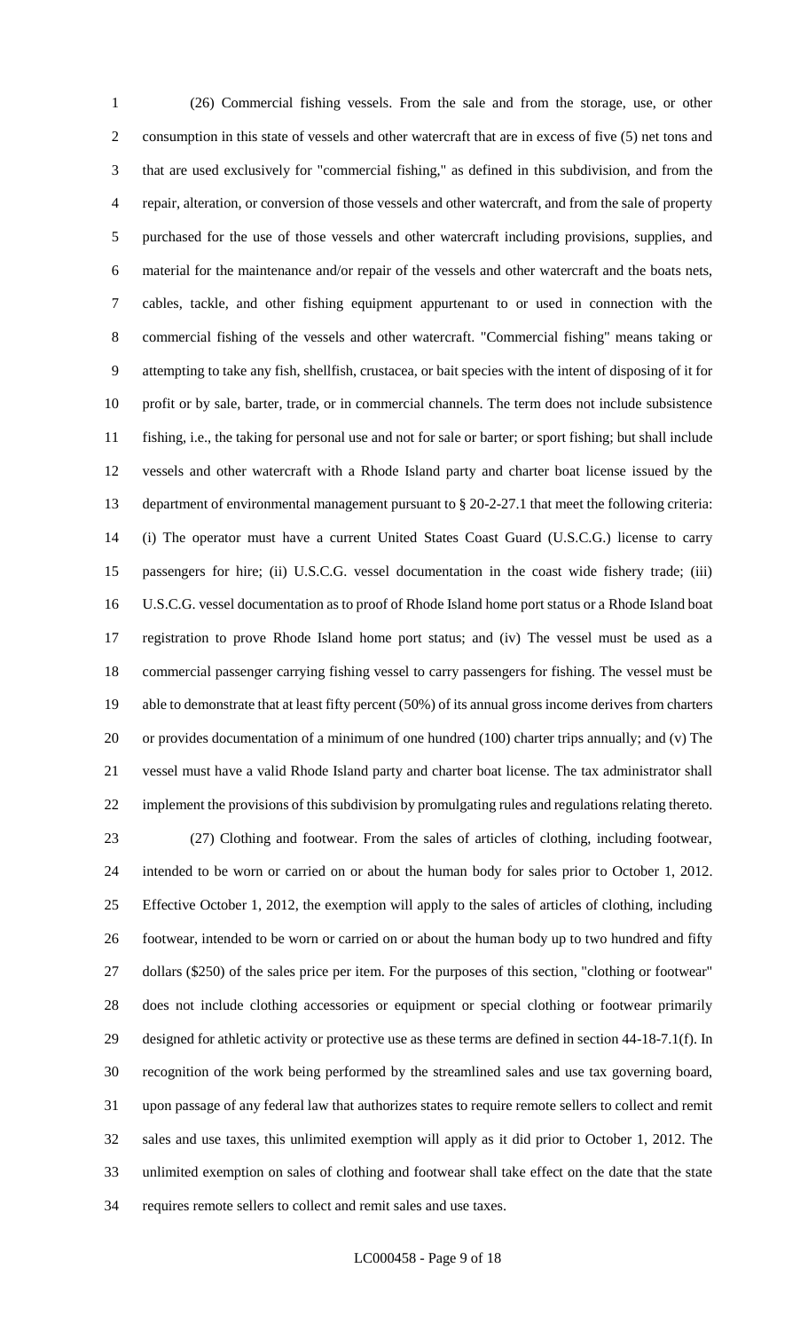(26) Commercial fishing vessels. From the sale and from the storage, use, or other consumption in this state of vessels and other watercraft that are in excess of five (5) net tons and that are used exclusively for "commercial fishing," as defined in this subdivision, and from the repair, alteration, or conversion of those vessels and other watercraft, and from the sale of property purchased for the use of those vessels and other watercraft including provisions, supplies, and material for the maintenance and/or repair of the vessels and other watercraft and the boats nets, cables, tackle, and other fishing equipment appurtenant to or used in connection with the commercial fishing of the vessels and other watercraft. "Commercial fishing" means taking or attempting to take any fish, shellfish, crustacea, or bait species with the intent of disposing of it for profit or by sale, barter, trade, or in commercial channels. The term does not include subsistence fishing, i.e., the taking for personal use and not for sale or barter; or sport fishing; but shall include vessels and other watercraft with a Rhode Island party and charter boat license issued by the department of environmental management pursuant to § 20-2-27.1 that meet the following criteria: (i) The operator must have a current United States Coast Guard (U.S.C.G.) license to carry passengers for hire; (ii) U.S.C.G. vessel documentation in the coast wide fishery trade; (iii) U.S.C.G. vessel documentation as to proof of Rhode Island home port status or a Rhode Island boat registration to prove Rhode Island home port status; and (iv) The vessel must be used as a commercial passenger carrying fishing vessel to carry passengers for fishing. The vessel must be able to demonstrate that at least fifty percent (50%) of its annual gross income derives from charters or provides documentation of a minimum of one hundred (100) charter trips annually; and (v) The vessel must have a valid Rhode Island party and charter boat license. The tax administrator shall implement the provisions of this subdivision by promulgating rules and regulations relating thereto.

(27) Clothing and footwear. From the sales of articles of clothing, including footwear, intended to be worn or carried on or about the human body for sales prior to October 1, 2012. Effective October 1, 2012, the exemption will apply to the sales of articles of clothing, including footwear, intended to be worn or carried on or about the human body up to two hundred and fifty dollars ($250) of the sales price per item. For the purposes of this section, "clothing or footwear" does not include clothing accessories or equipment or special clothing or footwear primarily designed for athletic activity or protective use as these terms are defined in section 44-18-7.1(f). In recognition of the work being performed by the streamlined sales and use tax governing board, upon passage of any federal law that authorizes states to require remote sellers to collect and remit sales and use taxes, this unlimited exemption will apply as it did prior to October 1, 2012. The unlimited exemption on sales of clothing and footwear shall take effect on the date that the state requires remote sellers to collect and remit sales and use taxes.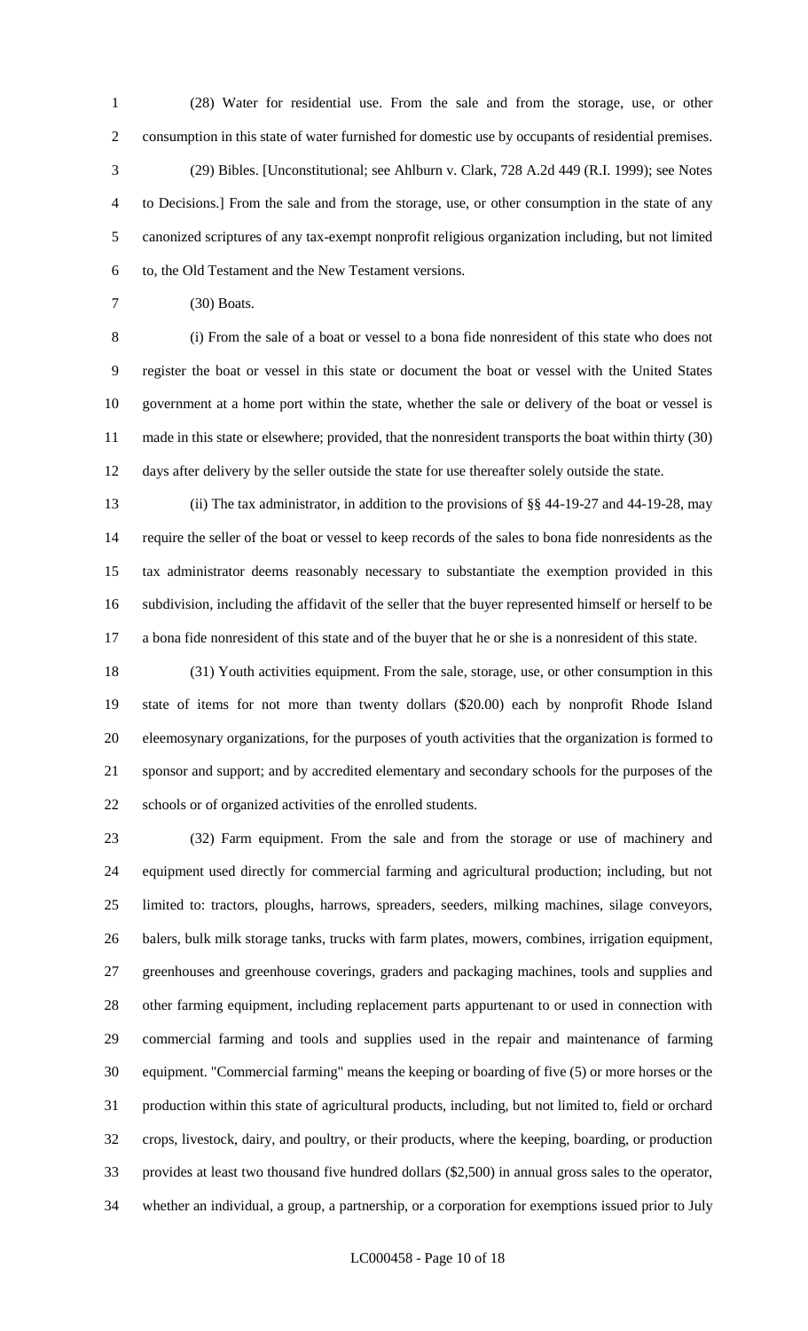(28) Water for residential use. From the sale and from the storage, use, or other consumption in this state of water furnished for domestic use by occupants of residential premises.

(29) Bibles. [Unconstitutional; see Ahlburn v. Clark, 728 A.2d 449 (R.I. 1999); see Notes to Decisions.] From the sale and from the storage, use, or other consumption in the state of any canonized scriptures of any tax-exempt nonprofit religious organization including, but not limited to, the Old Testament and the New Testament versions.

(30) Boats.

(i) From the sale of a boat or vessel to a bona fide nonresident of this state who does not register the boat or vessel in this state or document the boat or vessel with the United States government at a home port within the state, whether the sale or delivery of the boat or vessel is made in this state or elsewhere; provided, that the nonresident transports the boat within thirty (30) days after delivery by the seller outside the state for use thereafter solely outside the state.

(ii) The tax administrator, in addition to the provisions of §§ 44-19-27 and 44-19-28, may require the seller of the boat or vessel to keep records of the sales to bona fide nonresidents as the tax administrator deems reasonably necessary to substantiate the exemption provided in this subdivision, including the affidavit of the seller that the buyer represented himself or herself to be a bona fide nonresident of this state and of the buyer that he or she is a nonresident of this state.

(31) Youth activities equipment. From the sale, storage, use, or other consumption in this state of items for not more than twenty dollars ($20.00) each by nonprofit Rhode Island eleemosynary organizations, for the purposes of youth activities that the organization is formed to sponsor and support; and by accredited elementary and secondary schools for the purposes of the schools or of organized activities of the enrolled students.

(32) Farm equipment. From the sale and from the storage or use of machinery and equipment used directly for commercial farming and agricultural production; including, but not limited to: tractors, ploughs, harrows, spreaders, seeders, milking machines, silage conveyors, balers, bulk milk storage tanks, trucks with farm plates, mowers, combines, irrigation equipment, greenhouses and greenhouse coverings, graders and packaging machines, tools and supplies and other farming equipment, including replacement parts appurtenant to or used in connection with commercial farming and tools and supplies used in the repair and maintenance of farming equipment. "Commercial farming" means the keeping or boarding of five (5) or more horses or the production within this state of agricultural products, including, but not limited to, field or orchard crops, livestock, dairy, and poultry, or their products, where the keeping, boarding, or production provides at least two thousand five hundred dollars ($2,500) in annual gross sales to the operator, whether an individual, a group, a partnership, or a corporation for exemptions issued prior to July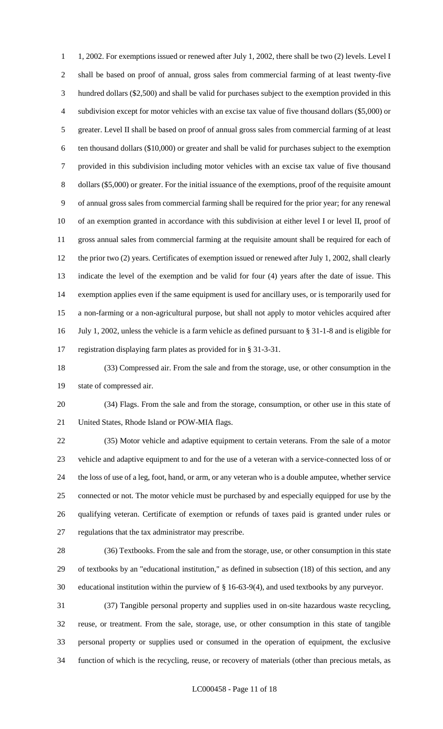1, 2002. For exemptions issued or renewed after July 1, 2002, there shall be two (2) levels. Level I shall be based on proof of annual, gross sales from commercial farming of at least twenty-five hundred dollars ($2,500) and shall be valid for purchases subject to the exemption provided in this subdivision except for motor vehicles with an excise tax value of five thousand dollars ($5,000) or greater. Level II shall be based on proof of annual gross sales from commercial farming of at least ten thousand dollars ($10,000) or greater and shall be valid for purchases subject to the exemption provided in this subdivision including motor vehicles with an excise tax value of five thousand dollars ($5,000) or greater. For the initial issuance of the exemptions, proof of the requisite amount of annual gross sales from commercial farming shall be required for the prior year; for any renewal of an exemption granted in accordance with this subdivision at either level I or level II, proof of gross annual sales from commercial farming at the requisite amount shall be required for each of the prior two (2) years. Certificates of exemption issued or renewed after July 1, 2002, shall clearly indicate the level of the exemption and be valid for four (4) years after the date of issue. This exemption applies even if the same equipment is used for ancillary uses, or is temporarily used for a non-farming or a non-agricultural purpose, but shall not apply to motor vehicles acquired after July 1, 2002, unless the vehicle is a farm vehicle as defined pursuant to § 31-1-8 and is eligible for registration displaying farm plates as provided for in § 31-3-31.

(33) Compressed air. From the sale and from the storage, use, or other consumption in the state of compressed air.

(34) Flags. From the sale and from the storage, consumption, or other use in this state of United States, Rhode Island or POW-MIA flags.

(35) Motor vehicle and adaptive equipment to certain veterans. From the sale of a motor vehicle and adaptive equipment to and for the use of a veteran with a service-connected loss of or the loss of use of a leg, foot, hand, or arm, or any veteran who is a double amputee, whether service connected or not. The motor vehicle must be purchased by and especially equipped for use by the qualifying veteran. Certificate of exemption or refunds of taxes paid is granted under rules or regulations that the tax administrator may prescribe.

(36) Textbooks. From the sale and from the storage, use, or other consumption in this state of textbooks by an "educational institution," as defined in subsection (18) of this section, and any educational institution within the purview of § 16-63-9(4), and used textbooks by any purveyor.

(37) Tangible personal property and supplies used in on-site hazardous waste recycling, reuse, or treatment. From the sale, storage, use, or other consumption in this state of tangible personal property or supplies used or consumed in the operation of equipment, the exclusive function of which is the recycling, reuse, or recovery of materials (other than precious metals, as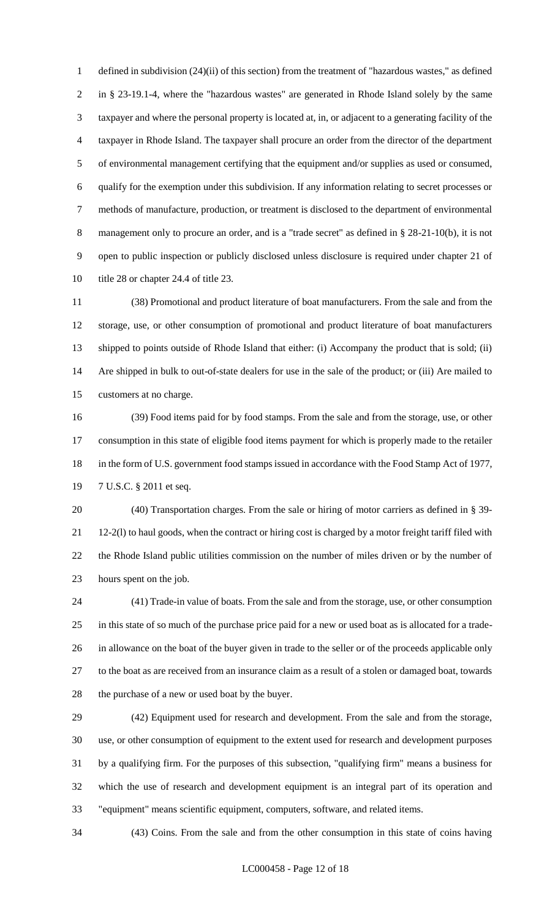defined in subdivision (24)(ii) of this section) from the treatment of "hazardous wastes," as defined in § 23-19.1-4, where the "hazardous wastes" are generated in Rhode Island solely by the same taxpayer and where the personal property is located at, in, or adjacent to a generating facility of the taxpayer in Rhode Island. The taxpayer shall procure an order from the director of the department of environmental management certifying that the equipment and/or supplies as used or consumed, qualify for the exemption under this subdivision. If any information relating to secret processes or methods of manufacture, production, or treatment is disclosed to the department of environmental management only to procure an order, and is a "trade secret" as defined in § 28-21-10(b), it is not open to public inspection or publicly disclosed unless disclosure is required under chapter 21 of title 28 or chapter 24.4 of title 23.

(38) Promotional and product literature of boat manufacturers. From the sale and from the storage, use, or other consumption of promotional and product literature of boat manufacturers shipped to points outside of Rhode Island that either: (i) Accompany the product that is sold; (ii) Are shipped in bulk to out-of-state dealers for use in the sale of the product; or (iii) Are mailed to customers at no charge.

(39) Food items paid for by food stamps. From the sale and from the storage, use, or other consumption in this state of eligible food items payment for which is properly made to the retailer in the form of U.S. government food stamps issued in accordance with the Food Stamp Act of 1977, 7 U.S.C. § 2011 et seq.

(40) Transportation charges. From the sale or hiring of motor carriers as defined in § 39-12-2(l) to haul goods, when the contract or hiring cost is charged by a motor freight tariff filed with the Rhode Island public utilities commission on the number of miles driven or by the number of hours spent on the job.

(41) Trade-in value of boats. From the sale and from the storage, use, or other consumption in this state of so much of the purchase price paid for a new or used boat as is allocated for a trade-in allowance on the boat of the buyer given in trade to the seller or of the proceeds applicable only to the boat as are received from an insurance claim as a result of a stolen or damaged boat, towards the purchase of a new or used boat by the buyer.

(42) Equipment used for research and development. From the sale and from the storage, use, or other consumption of equipment to the extent used for research and development purposes by a qualifying firm. For the purposes of this subsection, "qualifying firm" means a business for which the use of research and development equipment is an integral part of its operation and "equipment" means scientific equipment, computers, software, and related items.

(43) Coins. From the sale and from the other consumption in this state of coins having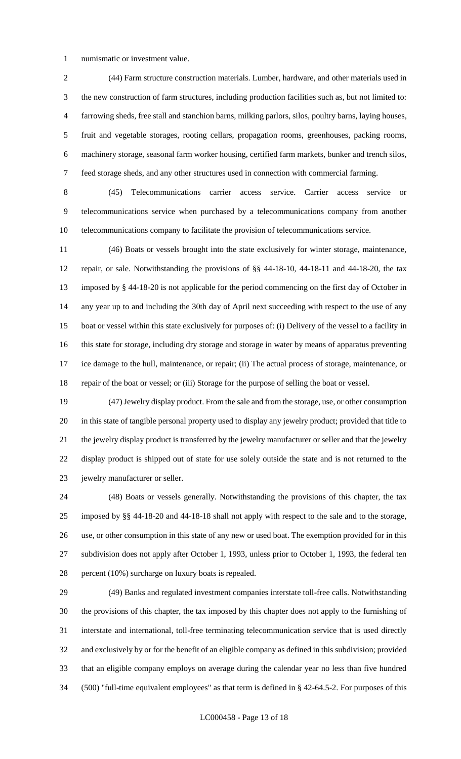numismatic or investment value.

(44) Farm structure construction materials. Lumber, hardware, and other materials used in the new construction of farm structures, including production facilities such as, but not limited to: farrowing sheds, free stall and stanchion barns, milking parlors, silos, poultry barns, laying houses, fruit and vegetable storages, rooting cellars, propagation rooms, greenhouses, packing rooms, machinery storage, seasonal farm worker housing, certified farm markets, bunker and trench silos, feed storage sheds, and any other structures used in connection with commercial farming.

(45) Telecommunications carrier access service. Carrier access service or telecommunications service when purchased by a telecommunications company from another telecommunications company to facilitate the provision of telecommunications service.

(46) Boats or vessels brought into the state exclusively for winter storage, maintenance, repair, or sale. Notwithstanding the provisions of §§ 44-18-10, 44-18-11 and 44-18-20, the tax imposed by § 44-18-20 is not applicable for the period commencing on the first day of October in any year up to and including the 30th day of April next succeeding with respect to the use of any boat or vessel within this state exclusively for purposes of: (i) Delivery of the vessel to a facility in this state for storage, including dry storage and storage in water by means of apparatus preventing ice damage to the hull, maintenance, or repair; (ii) The actual process of storage, maintenance, or repair of the boat or vessel; or (iii) Storage for the purpose of selling the boat or vessel.

(47) Jewelry display product. From the sale and from the storage, use, or other consumption in this state of tangible personal property used to display any jewelry product; provided that title to the jewelry display product is transferred by the jewelry manufacturer or seller and that the jewelry display product is shipped out of state for use solely outside the state and is not returned to the jewelry manufacturer or seller.

(48) Boats or vessels generally. Notwithstanding the provisions of this chapter, the tax imposed by §§ 44-18-20 and 44-18-18 shall not apply with respect to the sale and to the storage, use, or other consumption in this state of any new or used boat. The exemption provided for in this subdivision does not apply after October 1, 1993, unless prior to October 1, 1993, the federal ten percent (10%) surcharge on luxury boats is repealed.

(49) Banks and regulated investment companies interstate toll-free calls. Notwithstanding the provisions of this chapter, the tax imposed by this chapter does not apply to the furnishing of interstate and international, toll-free terminating telecommunication service that is used directly and exclusively by or for the benefit of an eligible company as defined in this subdivision; provided that an eligible company employs on average during the calendar year no less than five hundred (500) "full-time equivalent employees" as that term is defined in § 42-64.5-2. For purposes of this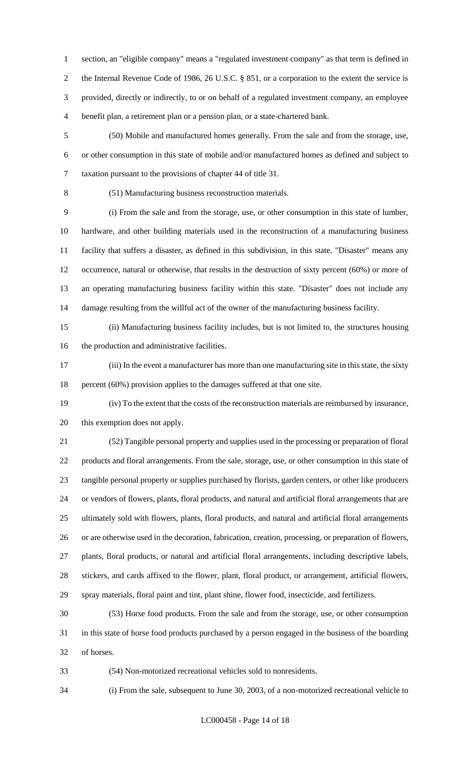section, an "eligible company" means a "regulated investment company" as that term is defined in the Internal Revenue Code of 1986, 26 U.S.C. § 851, or a corporation to the extent the service is provided, directly or indirectly, to or on behalf of a regulated investment company, an employee benefit plan, a retirement plan or a pension plan, or a state-chartered bank.

(50) Mobile and manufactured homes generally. From the sale and from the storage, use, or other consumption in this state of mobile and/or manufactured homes as defined and subject to taxation pursuant to the provisions of chapter 44 of title 31.

(51) Manufacturing business reconstruction materials.

(i) From the sale and from the storage, use, or other consumption in this state of lumber, hardware, and other building materials used in the reconstruction of a manufacturing business facility that suffers a disaster, as defined in this subdivision, in this state. "Disaster" means any occurrence, natural or otherwise, that results in the destruction of sixty percent (60%) or more of an operating manufacturing business facility within this state. "Disaster" does not include any damage resulting from the willful act of the owner of the manufacturing business facility.

(ii) Manufacturing business facility includes, but is not limited to, the structures housing the production and administrative facilities.

(iii) In the event a manufacturer has more than one manufacturing site in this state, the sixty percent (60%) provision applies to the damages suffered at that one site.

(iv) To the extent that the costs of the reconstruction materials are reimbursed by insurance, this exemption does not apply.

(52) Tangible personal property and supplies used in the processing or preparation of floral products and floral arrangements. From the sale, storage, use, or other consumption in this state of tangible personal property or supplies purchased by florists, garden centers, or other like producers or vendors of flowers, plants, floral products, and natural and artificial floral arrangements that are ultimately sold with flowers, plants, floral products, and natural and artificial floral arrangements or are otherwise used in the decoration, fabrication, creation, processing, or preparation of flowers, plants, floral products, or natural and artificial floral arrangements, including descriptive labels, stickers, and cards affixed to the flower, plant, floral product, or arrangement, artificial flowers, spray materials, floral paint and tint, plant shine, flower food, insecticide, and fertilizers.

(53) Horse food products. From the sale and from the storage, use, or other consumption in this state of horse food products purchased by a person engaged in the business of the boarding of horses.

(54) Non-motorized recreational vehicles sold to nonresidents.

(i) From the sale, subsequent to June 30, 2003, of a non-motorized recreational vehicle to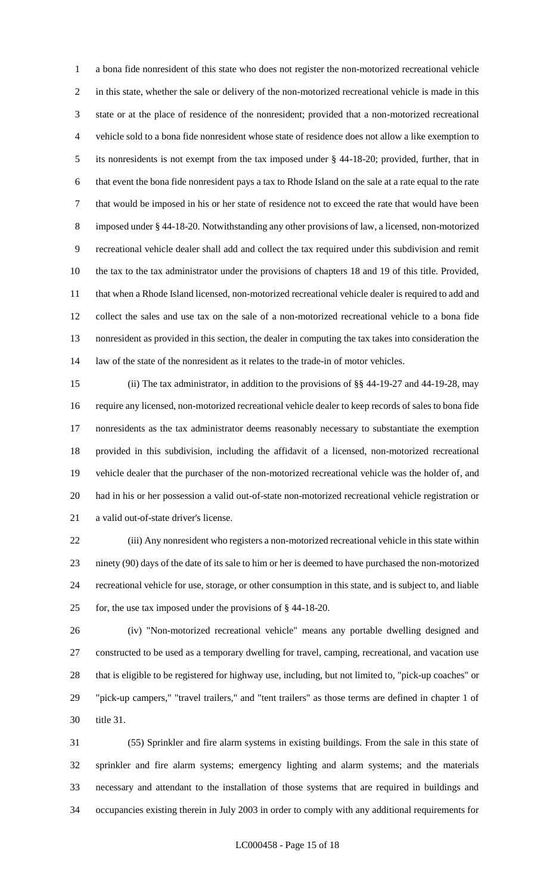a bona fide nonresident of this state who does not register the non-motorized recreational vehicle in this state, whether the sale or delivery of the non-motorized recreational vehicle is made in this state or at the place of residence of the nonresident; provided that a non-motorized recreational vehicle sold to a bona fide nonresident whose state of residence does not allow a like exemption to its nonresidents is not exempt from the tax imposed under § 44-18-20; provided, further, that in that event the bona fide nonresident pays a tax to Rhode Island on the sale at a rate equal to the rate that would be imposed in his or her state of residence not to exceed the rate that would have been imposed under § 44-18-20. Notwithstanding any other provisions of law, a licensed, non-motorized recreational vehicle dealer shall add and collect the tax required under this subdivision and remit the tax to the tax administrator under the provisions of chapters 18 and 19 of this title. Provided, that when a Rhode Island licensed, non-motorized recreational vehicle dealer is required to add and collect the sales and use tax on the sale of a non-motorized recreational vehicle to a bona fide nonresident as provided in this section, the dealer in computing the tax takes into consideration the law of the state of the nonresident as it relates to the trade-in of motor vehicles.

(ii) The tax administrator, in addition to the provisions of §§ 44-19-27 and 44-19-28, may require any licensed, non-motorized recreational vehicle dealer to keep records of sales to bona fide nonresidents as the tax administrator deems reasonably necessary to substantiate the exemption provided in this subdivision, including the affidavit of a licensed, non-motorized recreational vehicle dealer that the purchaser of the non-motorized recreational vehicle was the holder of, and had in his or her possession a valid out-of-state non-motorized recreational vehicle registration or a valid out-of-state driver's license.

(iii) Any nonresident who registers a non-motorized recreational vehicle in this state within ninety (90) days of the date of its sale to him or her is deemed to have purchased the non-motorized recreational vehicle for use, storage, or other consumption in this state, and is subject to, and liable for, the use tax imposed under the provisions of § 44-18-20.

(iv) "Non-motorized recreational vehicle" means any portable dwelling designed and constructed to be used as a temporary dwelling for travel, camping, recreational, and vacation use that is eligible to be registered for highway use, including, but not limited to, "pick-up coaches" or "pick-up campers," "travel trailers," and "tent trailers" as those terms are defined in chapter 1 of title 31.

(55) Sprinkler and fire alarm systems in existing buildings. From the sale in this state of sprinkler and fire alarm systems; emergency lighting and alarm systems; and the materials necessary and attendant to the installation of those systems that are required in buildings and occupancies existing therein in July 2003 in order to comply with any additional requirements for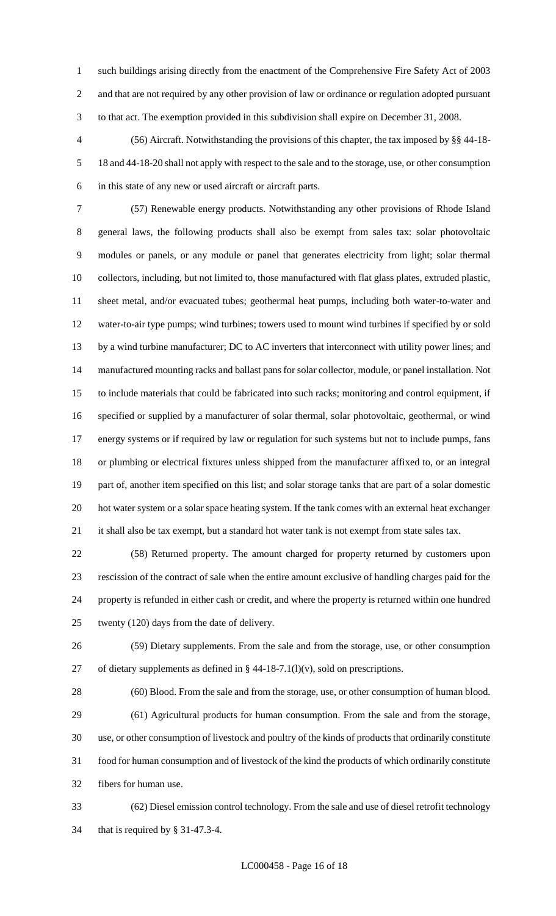such buildings arising directly from the enactment of the Comprehensive Fire Safety Act of 2003 and that are not required by any other provision of law or ordinance or regulation adopted pursuant to that act. The exemption provided in this subdivision shall expire on December 31, 2008.

(56) Aircraft. Notwithstanding the provisions of this chapter, the tax imposed by §§ 44-18-18 and 44-18-20 shall not apply with respect to the sale and to the storage, use, or other consumption in this state of any new or used aircraft or aircraft parts.

(57) Renewable energy products. Notwithstanding any other provisions of Rhode Island general laws, the following products shall also be exempt from sales tax: solar photovoltaic modules or panels, or any module or panel that generates electricity from light; solar thermal collectors, including, but not limited to, those manufactured with flat glass plates, extruded plastic, sheet metal, and/or evacuated tubes; geothermal heat pumps, including both water-to-water and water-to-air type pumps; wind turbines; towers used to mount wind turbines if specified by or sold by a wind turbine manufacturer; DC to AC inverters that interconnect with utility power lines; and manufactured mounting racks and ballast pans for solar collector, module, or panel installation. Not to include materials that could be fabricated into such racks; monitoring and control equipment, if specified or supplied by a manufacturer of solar thermal, solar photovoltaic, geothermal, or wind energy systems or if required by law or regulation for such systems but not to include pumps, fans or plumbing or electrical fixtures unless shipped from the manufacturer affixed to, or an integral part of, another item specified on this list; and solar storage tanks that are part of a solar domestic hot water system or a solar space heating system. If the tank comes with an external heat exchanger it shall also be tax exempt, but a standard hot water tank is not exempt from state sales tax.

(58) Returned property. The amount charged for property returned by customers upon rescission of the contract of sale when the entire amount exclusive of handling charges paid for the property is refunded in either cash or credit, and where the property is returned within one hundred twenty (120) days from the date of delivery.

(59) Dietary supplements. From the sale and from the storage, use, or other consumption of dietary supplements as defined in § 44-18-7.1(l)(v), sold on prescriptions.

(60) Blood. From the sale and from the storage, use, or other consumption of human blood.

(61) Agricultural products for human consumption. From the sale and from the storage, use, or other consumption of livestock and poultry of the kinds of products that ordinarily constitute food for human consumption and of livestock of the kind the products of which ordinarily constitute fibers for human use.

(62) Diesel emission control technology. From the sale and use of diesel retrofit technology that is required by § 31-47.3-4.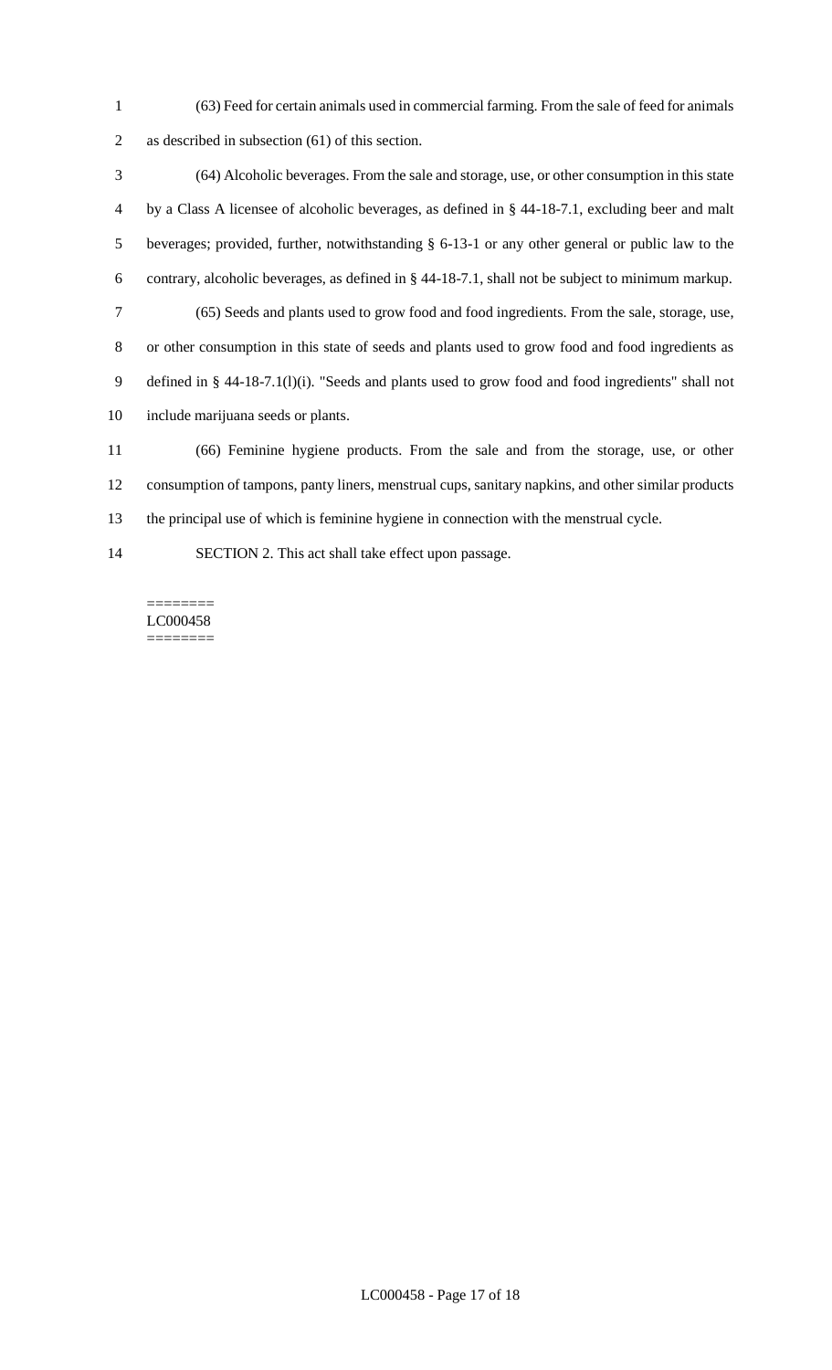(63) Feed for certain animals used in commercial farming. From the sale of feed for animals as described in subsection (61) of this section.

(64) Alcoholic beverages. From the sale and storage, use, or other consumption in this state by a Class A licensee of alcoholic beverages, as defined in § 44-18-7.1, excluding beer and malt beverages; provided, further, notwithstanding § 6-13-1 or any other general or public law to the contrary, alcoholic beverages, as defined in § 44-18-7.1, shall not be subject to minimum markup.

(65) Seeds and plants used to grow food and food ingredients. From the sale, storage, use, or other consumption in this state of seeds and plants used to grow food and food ingredients as defined in § 44-18-7.1(l)(i). "Seeds and plants used to grow food and food ingredients" shall not include marijuana seeds or plants.

(66) Feminine hygiene products. From the sale and from the storage, use, or other consumption of tampons, panty liners, menstrual cups, sanitary napkins, and other similar products the principal use of which is feminine hygiene in connection with the menstrual cycle.

SECTION 2. This act shall take effect upon passage.

========
LC000458
========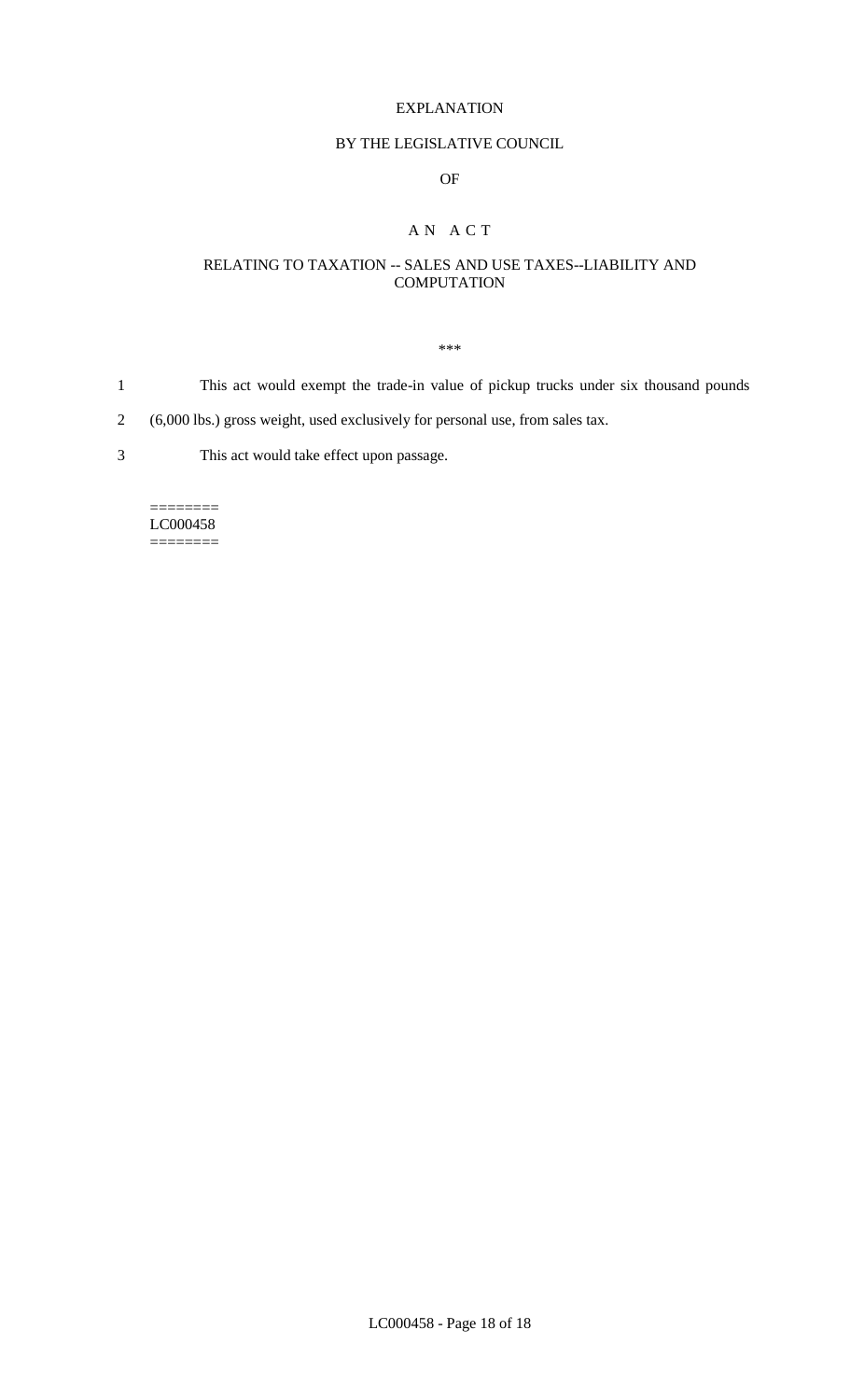EXPLANATION

BY THE LEGISLATIVE COUNCIL

OF

A N A C T

RELATING TO TAXATION -- SALES AND USE TAXES--LIABILITY AND COMPUTATION

\*\*\*

1 This act would exempt the trade-in value of pickup trucks under six thousand pounds
2 (6,000 lbs.) gross weight, used exclusively for personal use, from sales tax.
3 This act would take effect upon passage.

========
LC000458
========